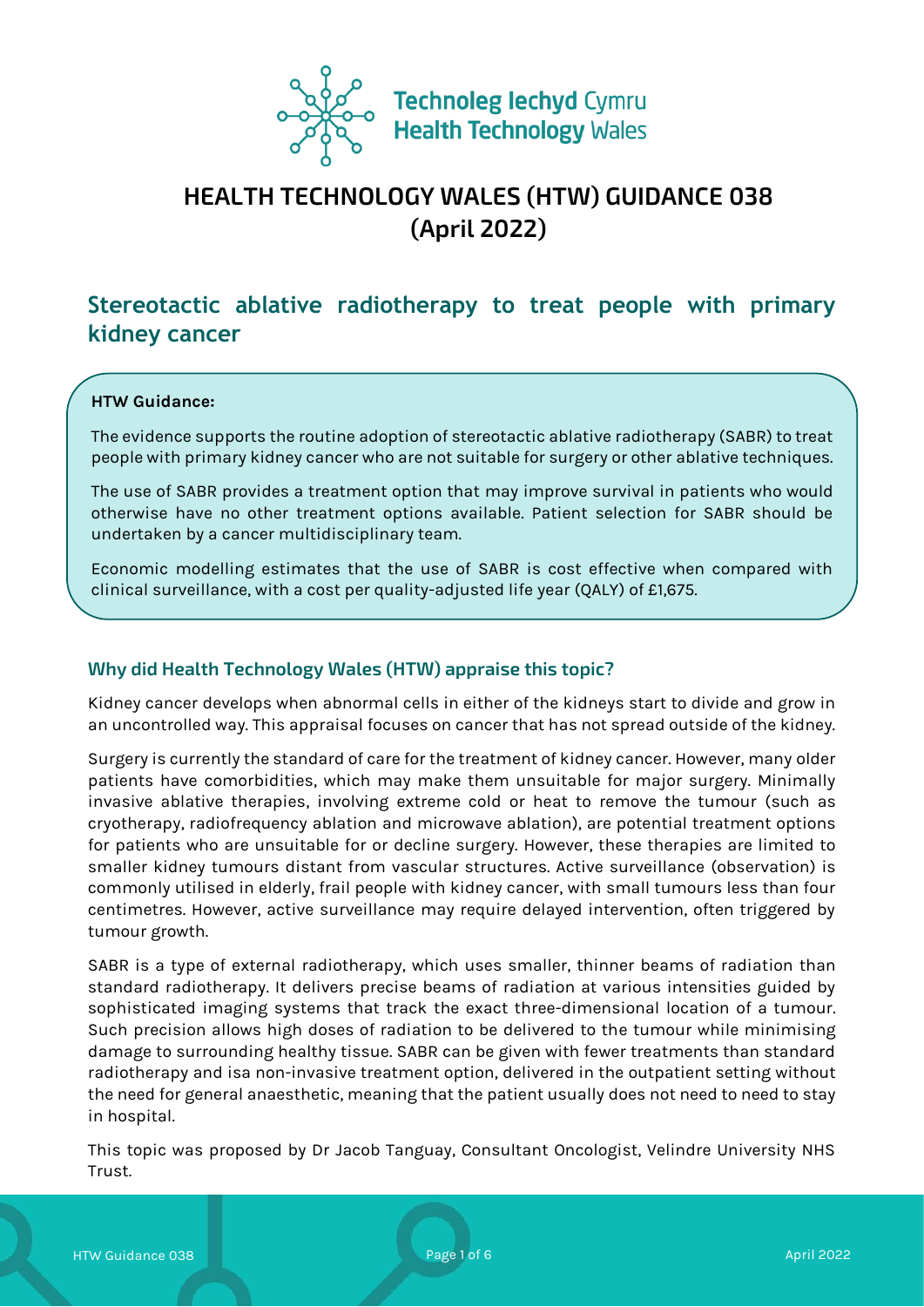Technoleg Iechyd Cymru
Health Technology Wales

# HEALTH TECHNOLOGY WALES (HTW) GUIDANCE 038 (April 2022)

## Stereotactic ablative radiotherapy to treat people with primary kidney cancer

**HTW Guidance:**

The evidence supports the routine adoption of stereotactic ablative radiotherapy (SABR) to treat people with primary kidney cancer who are not suitable for surgery or other ablative techniques.

The use of SABR provides a treatment option that may improve survival in patients who would otherwise have no other treatment options available. Patient selection for SABR should be undertaken by a cancer multidisciplinary team.

Economic modelling estimates that the use of SABR is cost effective when compared with clinical surveillance, with a cost per quality-adjusted life year (QALY) of £1,675.

### Why did Health Technology Wales (HTW) appraise this topic?

Kidney cancer develops when abnormal cells in either of the kidneys start to divide and grow in an uncontrolled way. This appraisal focuses on cancer that has not spread outside of the kidney.

Surgery is currently the standard of care for the treatment of kidney cancer. However, many older patients have comorbidities, which may make them unsuitable for major surgery. Minimally invasive ablative therapies, involving extreme cold or heat to remove the tumour (such as cryotherapy, radiofrequency ablation and microwave ablation), are potential treatment options for patients who are unsuitable for or decline surgery. However, these therapies are limited to smaller kidney tumours distant from vascular structures. Active surveillance (observation) is commonly utilised in elderly, frail people with kidney cancer, with small tumours less than four centimetres. However, active surveillance may require delayed intervention, often triggered by tumour growth.

SABR is a type of external radiotherapy, which uses smaller, thinner beams of radiation than standard radiotherapy. It delivers precise beams of radiation at various intensities guided by sophisticated imaging systems that track the exact three-dimensional location of a tumour. Such precision allows high doses of radiation to be delivered to the tumour while minimising damage to surrounding healthy tissue. SABR can be given with fewer treatments than standard radiotherapy and isa non-invasive treatment option, delivered in the outpatient setting without the need for general anaesthetic, meaning that the patient usually does not need to need to stay in hospital.

This topic was proposed by Dr Jacob Tanguay, Consultant Oncologist, Velindre University NHS Trust.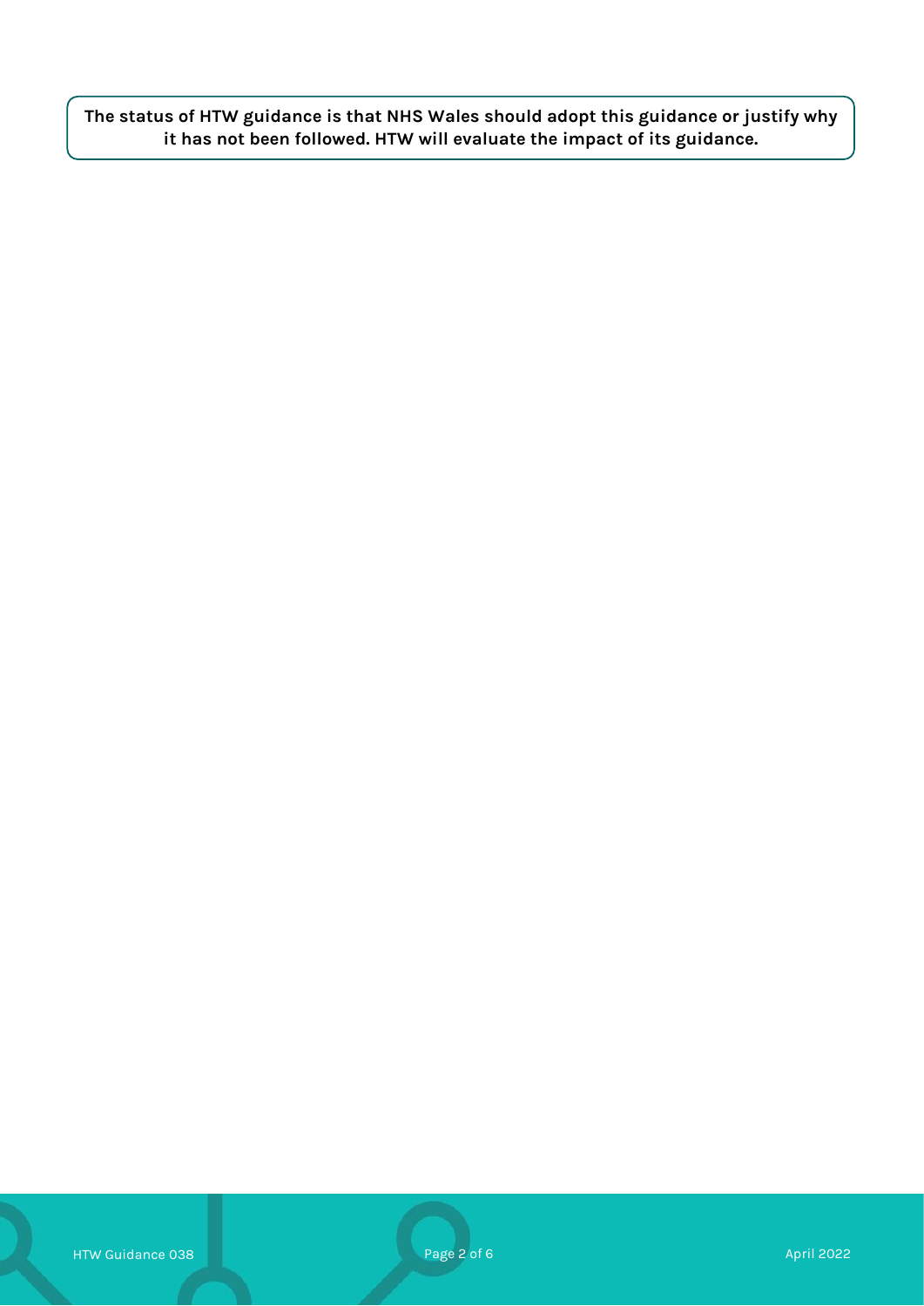**The status of HTW guidance is that NHS Wales should adopt this guidance or justify why it has not been followed. HTW will evaluate the impact of its guidance.**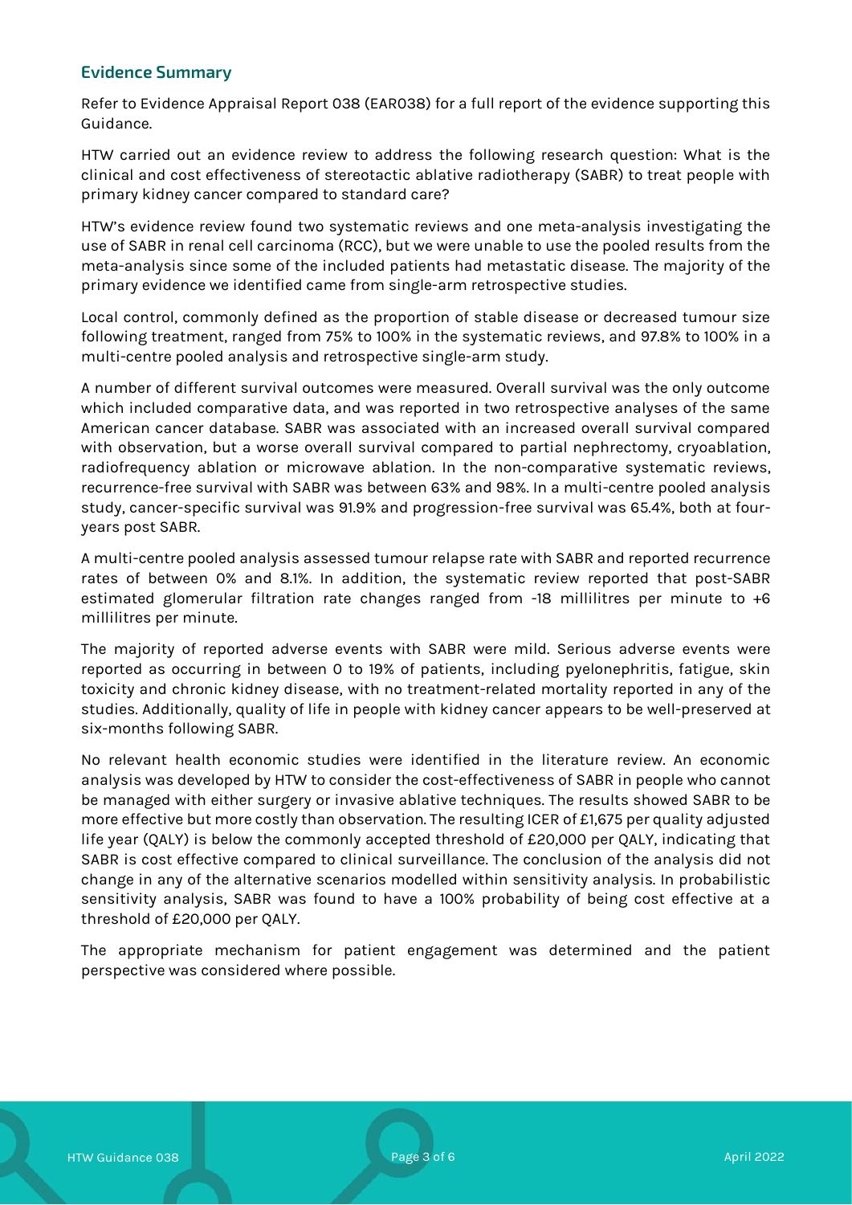## Evidence Summary

Refer to Evidence Appraisal Report 038 (EAR038) for a full report of the evidence supporting this Guidance.

HTW carried out an evidence review to address the following research question: What is the clinical and cost effectiveness of stereotactic ablative radiotherapy (SABR) to treat people with primary kidney cancer compared to standard care?

HTW's evidence review found two systematic reviews and one meta-analysis investigating the use of SABR in renal cell carcinoma (RCC), but we were unable to use the pooled results from the meta-analysis since some of the included patients had metastatic disease. The majority of the primary evidence we identified came from single-arm retrospective studies.

Local control, commonly defined as the proportion of stable disease or decreased tumour size following treatment, ranged from 75% to 100% in the systematic reviews, and 97.8% to 100% in a multi-centre pooled analysis and retrospective single-arm study.

A number of different survival outcomes were measured. Overall survival was the only outcome which included comparative data, and was reported in two retrospective analyses of the same American cancer database. SABR was associated with an increased overall survival compared with observation, but a worse overall survival compared to partial nephrectomy, cryoablation, radiofrequency ablation or microwave ablation. In the non-comparative systematic reviews, recurrence-free survival with SABR was between 63% and 98%. In a multi-centre pooled analysis study, cancer-specific survival was 91.9% and progression-free survival was 65.4%, both at four-years post SABR.

A multi-centre pooled analysis assessed tumour relapse rate with SABR and reported recurrence rates of between 0% and 8.1%. In addition, the systematic review reported that post-SABR estimated glomerular filtration rate changes ranged from -18 millilitres per minute to +6 millilitres per minute.

The majority of reported adverse events with SABR were mild. Serious adverse events were reported as occurring in between 0 to 19% of patients, including pyelonephritis, fatigue, skin toxicity and chronic kidney disease, with no treatment-related mortality reported in any of the studies. Additionally, quality of life in people with kidney cancer appears to be well-preserved at six-months following SABR.

No relevant health economic studies were identified in the literature review. An economic analysis was developed by HTW to consider the cost-effectiveness of SABR in people who cannot be managed with either surgery or invasive ablative techniques. The results showed SABR to be more effective but more costly than observation. The resulting ICER of £1,675 per quality adjusted life year (QALY) is below the commonly accepted threshold of £20,000 per QALY, indicating that SABR is cost effective compared to clinical surveillance. The conclusion of the analysis did not change in any of the alternative scenarios modelled within sensitivity analysis. In probabilistic sensitivity analysis, SABR was found to have a 100% probability of being cost effective at a threshold of £20,000 per QALY.

The appropriate mechanism for patient engagement was determined and the patient perspective was considered where possible.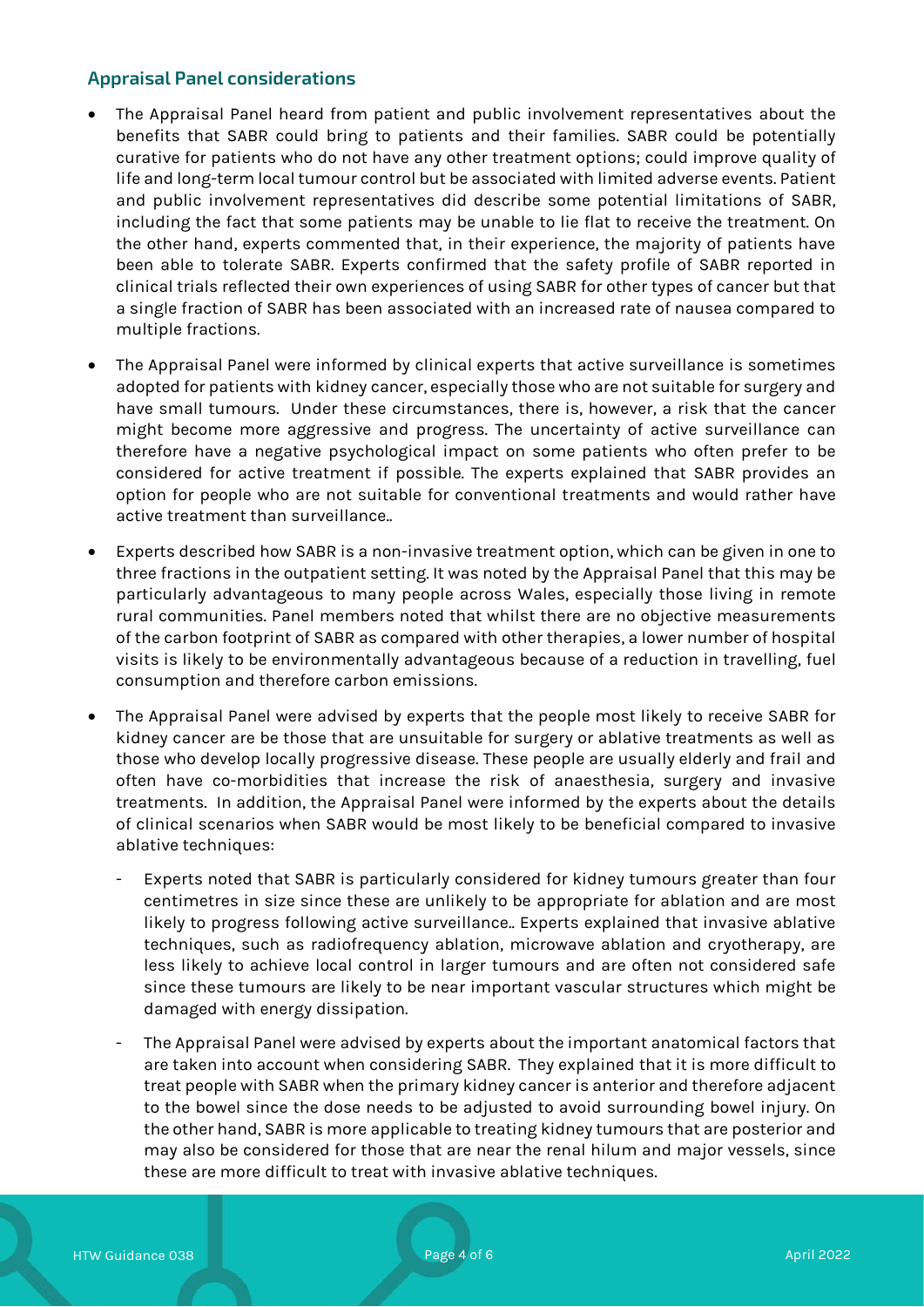## Appraisal Panel considerations

- The Appraisal Panel heard from patient and public involvement representatives about the benefits that SABR could bring to patients and their families. SABR could be potentially curative for patients who do not have any other treatment options; could improve quality of life and long-term local tumour control but be associated with limited adverse events. Patient and public involvement representatives did describe some potential limitations of SABR, including the fact that some patients may be unable to lie flat to receive the treatment. On the other hand, experts commented that, in their experience, the majority of patients have been able to tolerate SABR. Experts confirmed that the safety profile of SABR reported in clinical trials reflected their own experiences of using SABR for other types of cancer but that a single fraction of SABR has been associated with an increased rate of nausea compared to multiple fractions.
- The Appraisal Panel were informed by clinical experts that active surveillance is sometimes adopted for patients with kidney cancer, especially those who are not suitable for surgery and have small tumours. Under these circumstances, there is, however, a risk that the cancer might become more aggressive and progress. The uncertainty of active surveillance can therefore have a negative psychological impact on some patients who often prefer to be considered for active treatment if possible. The experts explained that SABR provides an option for people who are not suitable for conventional treatments and would rather have active treatment than surveillance..
- Experts described how SABR is a non-invasive treatment option, which can be given in one to three fractions in the outpatient setting. It was noted by the Appraisal Panel that this may be particularly advantageous to many people across Wales, especially those living in remote rural communities. Panel members noted that whilst there are no objective measurements of the carbon footprint of SABR as compared with other therapies, a lower number of hospital visits is likely to be environmentally advantageous because of a reduction in travelling, fuel consumption and therefore carbon emissions.
- The Appraisal Panel were advised by experts that the people most likely to receive SABR for kidney cancer are be those that are unsuitable for surgery or ablative treatments as well as those who develop locally progressive disease. These people are usually elderly and frail and often have co-morbidities that increase the risk of anaesthesia, surgery and invasive treatments. In addition, the Appraisal Panel were informed by the experts about the details of clinical scenarios when SABR would be most likely to be beneficial compared to invasive ablative techniques:
  - Experts noted that SABR is particularly considered for kidney tumours greater than four centimetres in size since these are unlikely to be appropriate for ablation and are most likely to progress following active surveillance.. Experts explained that invasive ablative techniques, such as radiofrequency ablation, microwave ablation and cryotherapy, are less likely to achieve local control in larger tumours and are often not considered safe since these tumours are likely to be near important vascular structures which might be damaged with energy dissipation.
  - The Appraisal Panel were advised by experts about the important anatomical factors that are taken into account when considering SABR. They explained that it is more difficult to treat people with SABR when the primary kidney cancer is anterior and therefore adjacent to the bowel since the dose needs to be adjusted to avoid surrounding bowel injury. On the other hand, SABR is more applicable to treating kidney tumours that are posterior and may also be considered for those that are near the renal hilum and major vessels, since these are more difficult to treat with invasive ablative techniques.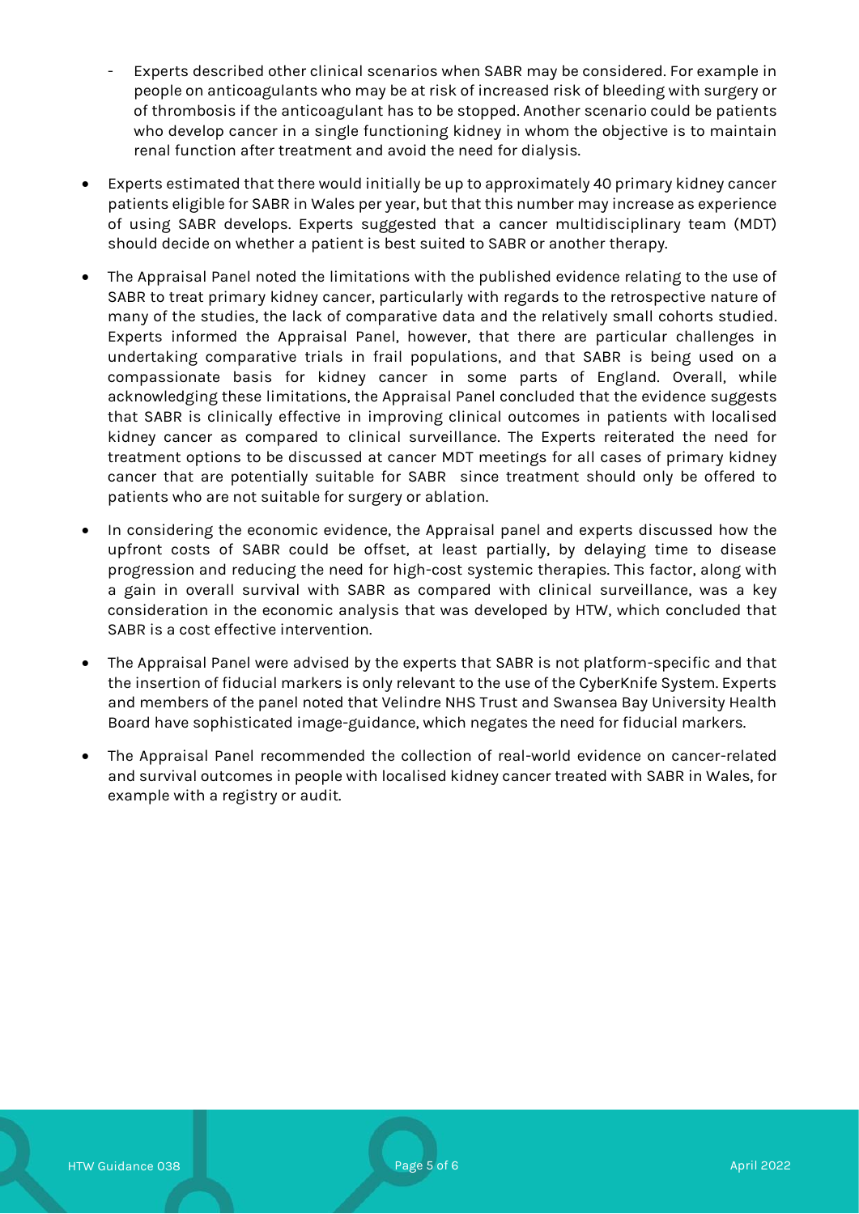- Experts described other clinical scenarios when SABR may be considered. For example in people on anticoagulants who may be at risk of increased risk of bleeding with surgery or of thrombosis if the anticoagulant has to be stopped. Another scenario could be patients who develop cancer in a single functioning kidney in whom the objective is to maintain renal function after treatment and avoid the need for dialysis.

- Experts estimated that there would initially be up to approximately 40 primary kidney cancer patients eligible for SABR in Wales per year, but that this number may increase as experience of using SABR develops. Experts suggested that a cancer multidisciplinary team (MDT) should decide on whether a patient is best suited to SABR or another therapy.

- The Appraisal Panel noted the limitations with the published evidence relating to the use of SABR to treat primary kidney cancer, particularly with regards to the retrospective nature of many of the studies, the lack of comparative data and the relatively small cohorts studied. Experts informed the Appraisal Panel, however, that there are particular challenges in undertaking comparative trials in frail populations, and that SABR is being used on a compassionate basis for kidney cancer in some parts of England. Overall, while acknowledging these limitations, the Appraisal Panel concluded that the evidence suggests that SABR is clinically effective in improving clinical outcomes in patients with localised kidney cancer as compared to clinical surveillance. The Experts reiterated the need for treatment options to be discussed at cancer MDT meetings for all cases of primary kidney cancer that are potentially suitable for SABR since treatment should only be offered to patients who are not suitable for surgery or ablation.

- In considering the economic evidence, the Appraisal panel and experts discussed how the upfront costs of SABR could be offset, at least partially, by delaying time to disease progression and reducing the need for high-cost systemic therapies. This factor, along with a gain in overall survival with SABR as compared with clinical surveillance, was a key consideration in the economic analysis that was developed by HTW, which concluded that SABR is a cost effective intervention.

- The Appraisal Panel were advised by the experts that SABR is not platform-specific and that the insertion of fiducial markers is only relevant to the use of the CyberKnife System. Experts and members of the panel noted that Velindre NHS Trust and Swansea Bay University Health Board have sophisticated image-guidance, which negates the need for fiducial markers.

- The Appraisal Panel recommended the collection of real-world evidence on cancer-related and survival outcomes in people with localised kidney cancer treated with SABR in Wales, for example with a registry or audit.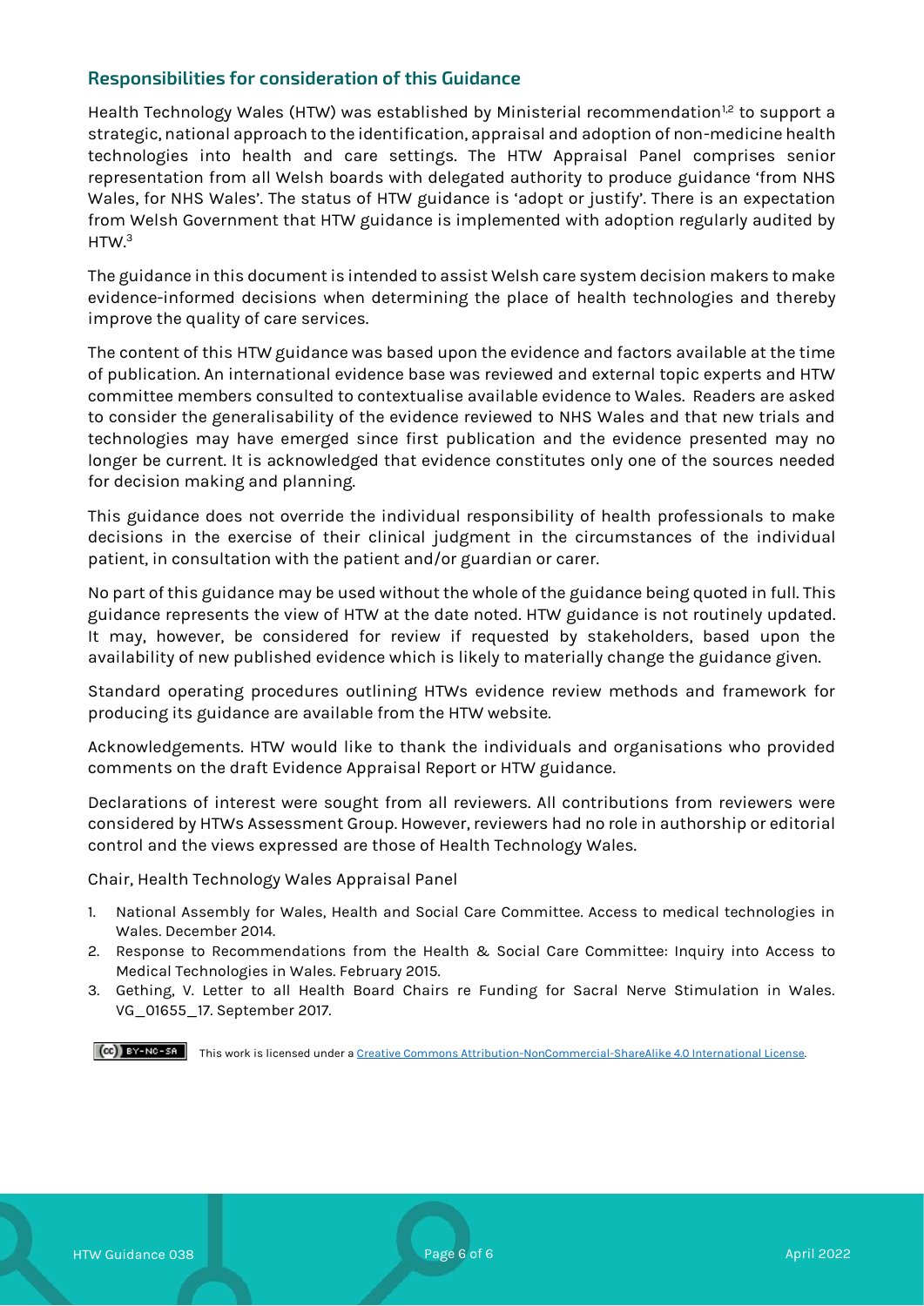## Responsibilities for consideration of this Guidance

Health Technology Wales (HTW) was established by Ministerial recommendation[1,2] to support a strategic, national approach to the identification, appraisal and adoption of non-medicine health technologies into health and care settings. The HTW Appraisal Panel comprises senior representation from all Welsh boards with delegated authority to produce guidance 'from NHS Wales, for NHS Wales'. The status of HTW guidance is 'adopt or justify'. There is an expectation from Welsh Government that HTW guidance is implemented with adoption regularly audited by HTW.[3]

The guidance in this document is intended to assist Welsh care system decision makers to make evidence-informed decisions when determining the place of health technologies and thereby improve the quality of care services.

The content of this HTW guidance was based upon the evidence and factors available at the time of publication. An international evidence base was reviewed and external topic experts and HTW committee members consulted to contextualise available evidence to Wales. Readers are asked to consider the generalisability of the evidence reviewed to NHS Wales and that new trials and technologies may have emerged since first publication and the evidence presented may no longer be current. It is acknowledged that evidence constitutes only one of the sources needed for decision making and planning.

This guidance does not override the individual responsibility of health professionals to make decisions in the exercise of their clinical judgment in the circumstances of the individual patient, in consultation with the patient and/or guardian or carer.

No part of this guidance may be used without the whole of the guidance being quoted in full. This guidance represents the view of HTW at the date noted. HTW guidance is not routinely updated. It may, however, be considered for review if requested by stakeholders, based upon the availability of new published evidence which is likely to materially change the guidance given.

Standard operating procedures outlining HTWs evidence review methods and framework for producing its guidance are available from the HTW website.

Acknowledgements. HTW would like to thank the individuals and organisations who provided comments on the draft Evidence Appraisal Report or HTW guidance.

Declarations of interest were sought from all reviewers. All contributions from reviewers were considered by HTWs Assessment Group. However, reviewers had no role in authorship or editorial control and the views expressed are those of Health Technology Wales.

Chair, Health Technology Wales Appraisal Panel

1. National Assembly for Wales, Health and Social Care Committee. Access to medical technologies in Wales. December 2014.
2. Response to Recommendations from the Health & Social Care Committee: Inquiry into Access to Medical Technologies in Wales. February 2015.
3. Gething, V. Letter to all Health Board Chairs re Funding for Sacral Nerve Stimulation in Wales. VG_01655_17. September 2017.

This work is licensed under a Creative Commons Attribution-NonCommercial-ShareAlike 4.0 International License.